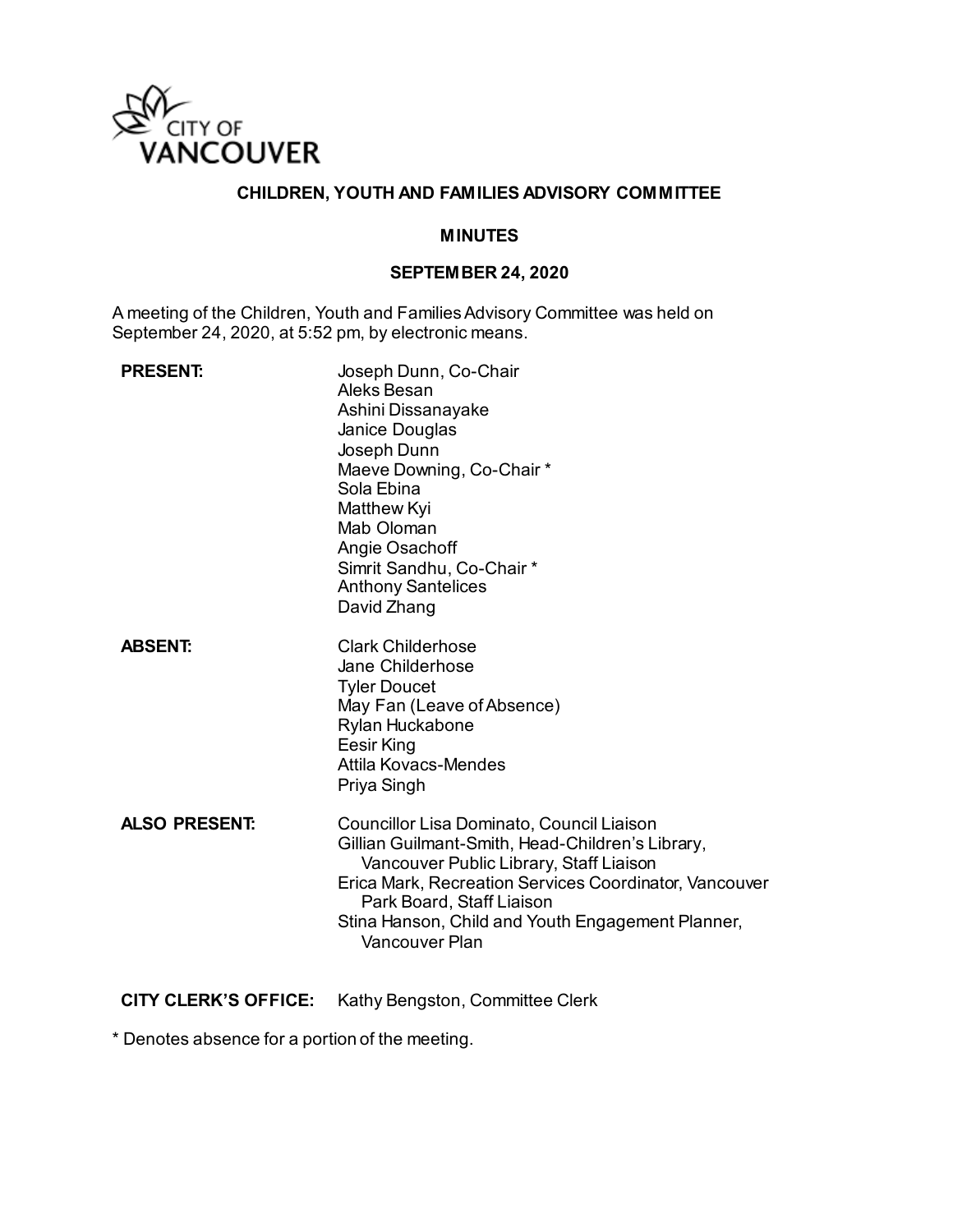CITY OF VANCOUVER

# CHILDREN, YOUTH AND FAMILIES ADVISORY COMMITTEE

## MINUTES

## SEPTEMBER 24, 2020

A meeting of the Children, Youth and Families Advisory Committee was held on September 24, 2020, at 5:52 pm, by electronic means.

| | |
|---|---|
| **PRESENT:** | Joseph Dunn, Co-Chair<br>Aleks Besan<br>Ashini Dissanayake<br>Janice Douglas<br>Joseph Dunn<br>Maeve Downing, Co-Chair *<br>Sola Ebina<br>Matthew Kyi<br>Mab Oloman<br>Angie Osachoff<br>Simrit Sandhu, Co-Chair *<br>Anthony Santelices<br>David Zhang |
| **ABSENT:** | Clark Childerhose<br>Jane Childerhose<br>Tyler Doucet<br>May Fan (Leave of Absence)<br>Rylan Huckabone<br>Eesir King<br>Attila Kovacs-Mendes<br>Priya Singh |
| **ALSO PRESENT:** | Councillor Lisa Dominato, Council Liaison<br>Gillian Guilmant-Smith, Head-Children's Library, Vancouver Public Library, Staff Liaison<br>Erica Mark, Recreation Services Coordinator, Vancouver Park Board, Staff Liaison<br>Stina Hanson, Child and Youth Engagement Planner, Vancouver Plan |
| **CITY CLERK'S OFFICE:** | Kathy Bengston, Committee Clerk |

* Denotes absence for a portion of the meeting.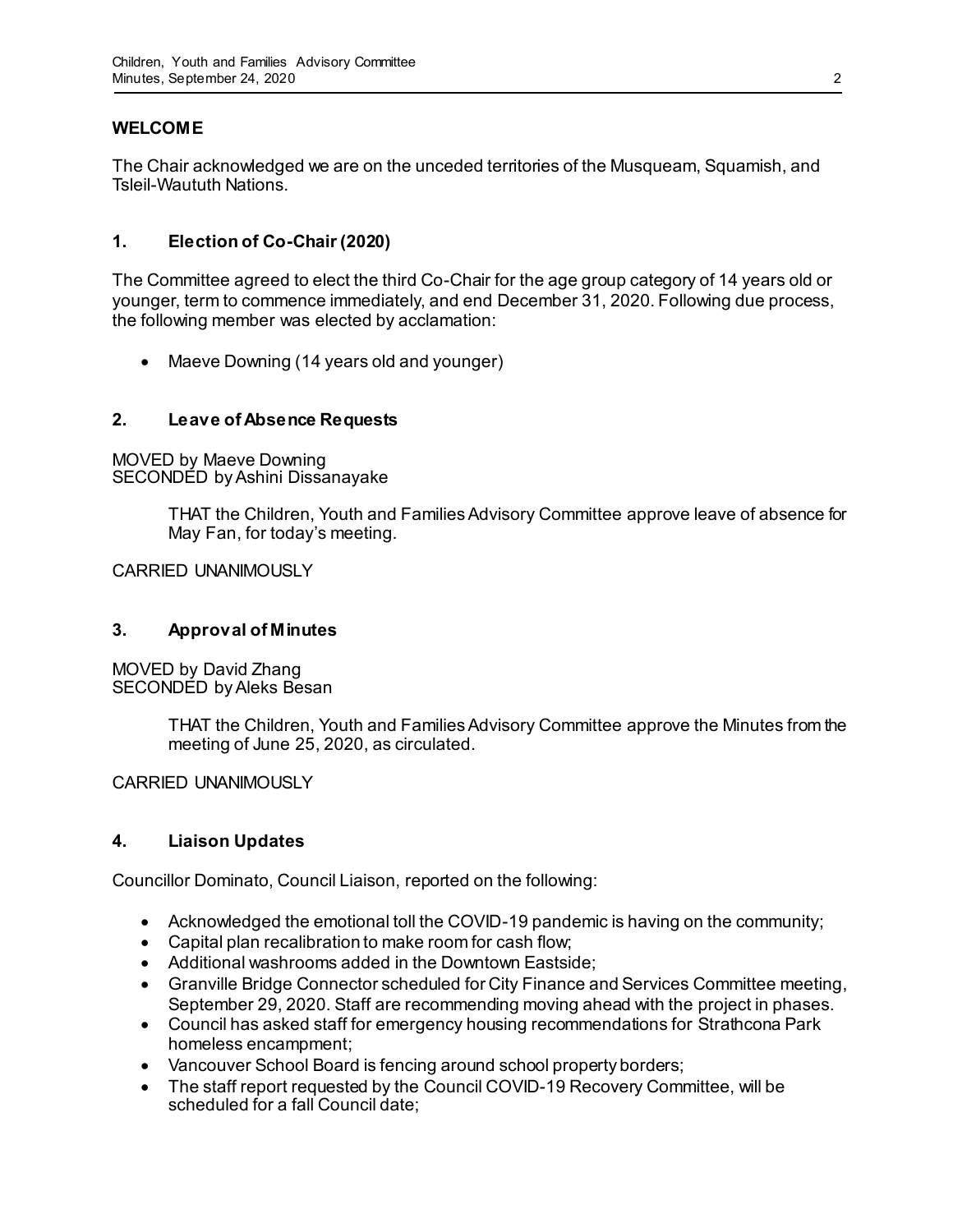## WELCOME

The Chair acknowledged we are on the unceded territories of the Musqueam, Squamish, and Tsleil-Waututh Nations.

## 1. Election of Co-Chair (2020)

The Committee agreed to elect the third Co-Chair for the age group category of 14 years old or younger, term to commence immediately, and end December 31, 2020. Following due process, the following member was elected by acclamation:

- Maeve Downing (14 years old and younger)

## 2. Leave of Absence Requests

MOVED by Maeve Downing
SECONDED by Ashini Dissanayake

> THAT the Children, Youth and Families Advisory Committee approve leave of absence for May Fan, for today's meeting.

CARRIED UNANIMOUSLY

## 3. Approval of Minutes

MOVED by David Zhang
SECONDED by Aleks Besan

> THAT the Children, Youth and Families Advisory Committee approve the Minutes from the meeting of June 25, 2020, as circulated.

CARRIED UNANIMOUSLY

## 4. Liaison Updates

Councillor Dominato, Council Liaison, reported on the following:

- Acknowledged the emotional toll the COVID-19 pandemic is having on the community;
- Capital plan recalibration to make room for cash flow;
- Additional washrooms added in the Downtown Eastside;
- Granville Bridge Connector scheduled for City Finance and Services Committee meeting, September 29, 2020. Staff are recommending moving ahead with the project in phases.
- Council has asked staff for emergency housing recommendations for Strathcona Park homeless encampment;
- Vancouver School Board is fencing around school property borders;
- The staff report requested by the Council COVID-19 Recovery Committee, will be scheduled for a fall Council date;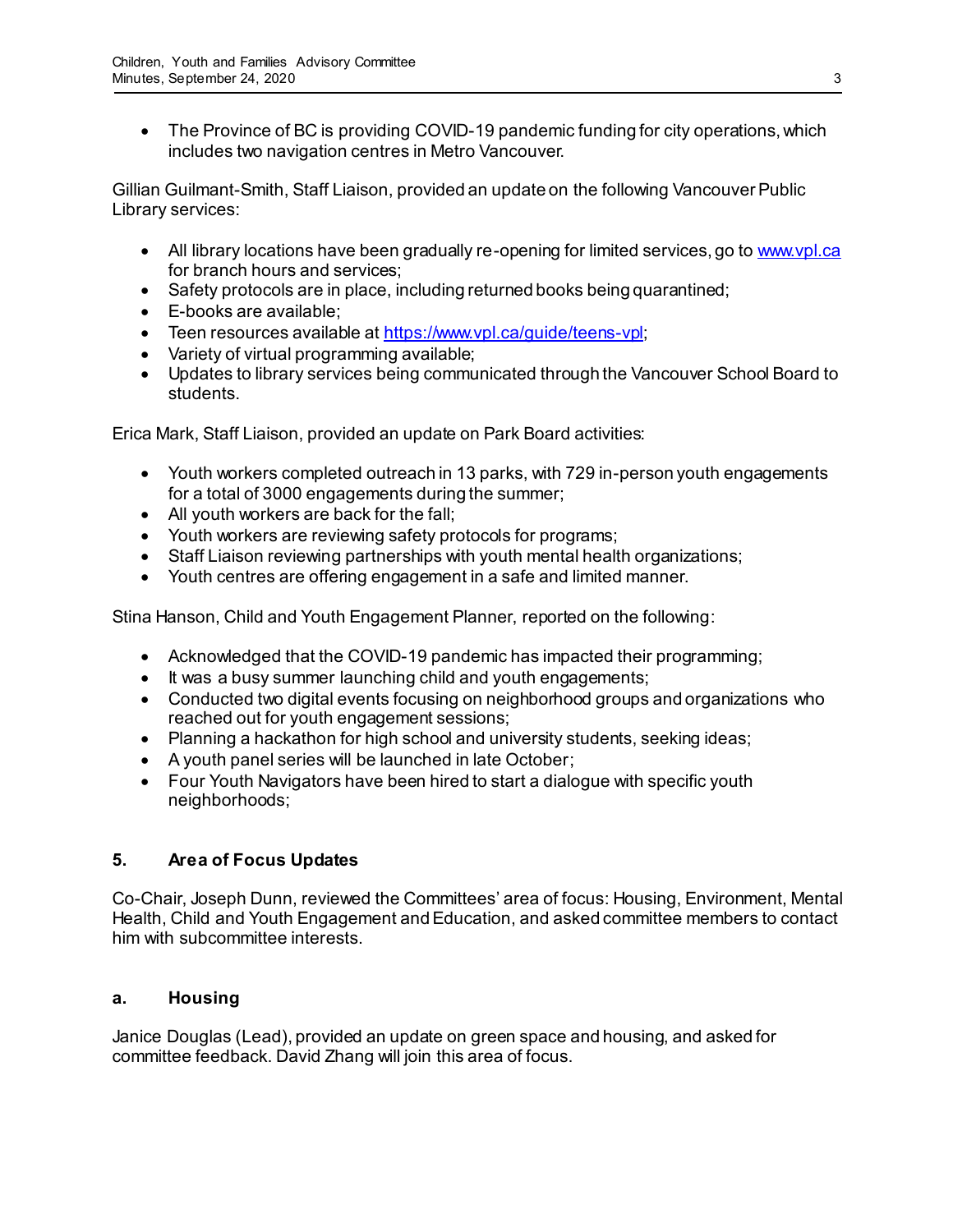- The Province of BC is providing COVID-19 pandemic funding for city operations, which includes two navigation centres in Metro Vancouver.

Gillian Guilmant-Smith, Staff Liaison, provided an update on the following Vancouver Public Library services:

- All library locations have been gradually re-opening for limited services, go to [www.vpl.ca](www.vpl.ca) for branch hours and services;
- Safety protocols are in place, including returned books being quarantined;
- E-books are available;
- Teen resources available at [https://www.vpl.ca/guide/teens-vpl](https://www.vpl.ca/guide/teens-vpl);
- Variety of virtual programming available;
- Updates to library services being communicated through the Vancouver School Board to students.

Erica Mark, Staff Liaison, provided an update on Park Board activities:

- Youth workers completed outreach in 13 parks, with 729 in-person youth engagements for a total of 3000 engagements during the summer;
- All youth workers are back for the fall;
- Youth workers are reviewing safety protocols for programs;
- Staff Liaison reviewing partnerships with youth mental health organizations;
- Youth centres are offering engagement in a safe and limited manner.

Stina Hanson, Child and Youth Engagement Planner, reported on the following:

- Acknowledged that the COVID-19 pandemic has impacted their programming;
- It was a busy summer launching child and youth engagements;
- Conducted two digital events focusing on neighborhood groups and organizations who reached out for youth engagement sessions;
- Planning a hackathon for high school and university students, seeking ideas;
- A youth panel series will be launched in late October;
- Four Youth Navigators have been hired to start a dialogue with specific youth neighborhoods;

## 5. Area of Focus Updates

Co-Chair, Joseph Dunn, reviewed the Committees' area of focus: Housing, Environment, Mental Health, Child and Youth Engagement and Education, and asked committee members to contact him with subcommittee interests.

### a. Housing

Janice Douglas (Lead), provided an update on green space and housing, and asked for committee feedback. David Zhang will join this area of focus.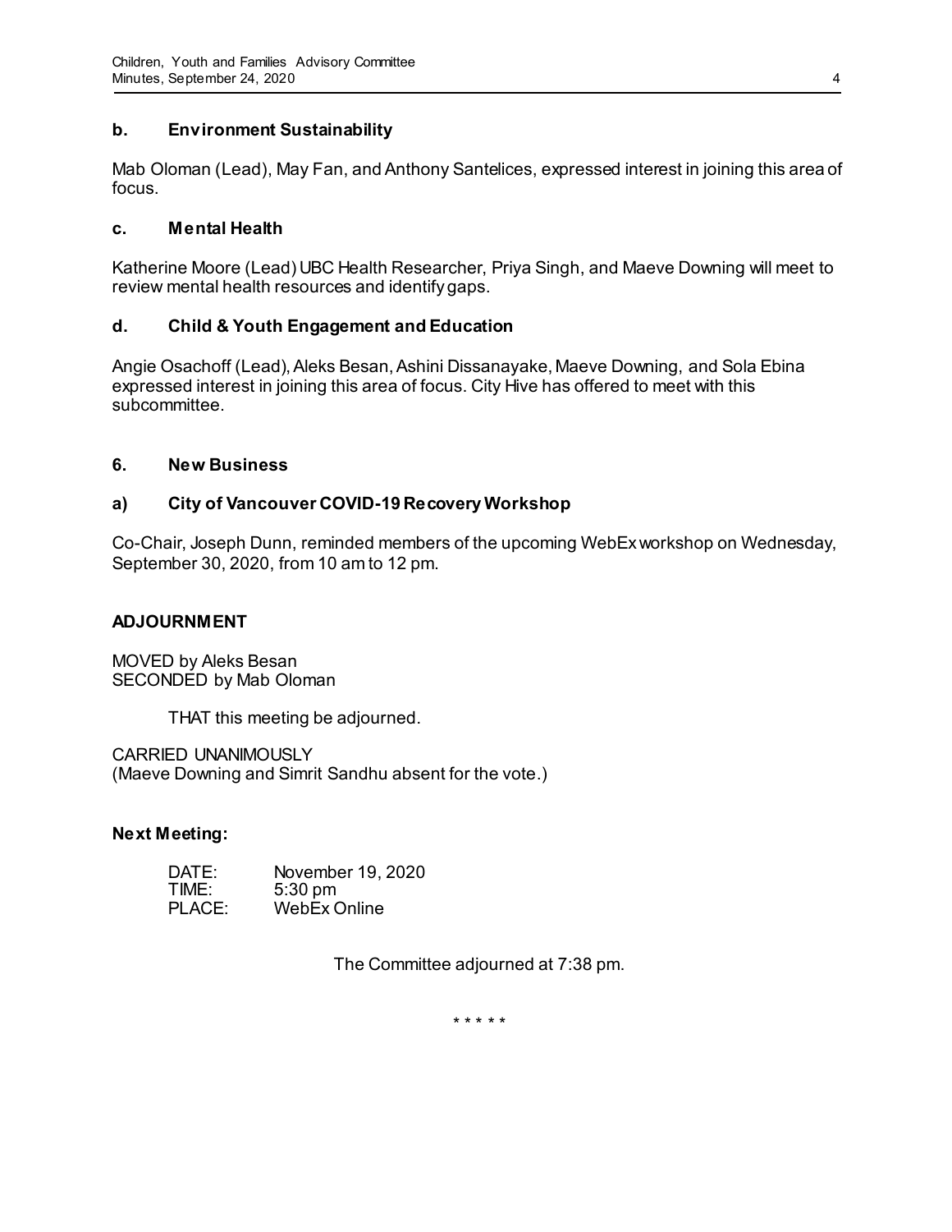## b. Environment Sustainability

Mab Oloman (Lead), May Fan, and Anthony Santelices, expressed interest in joining this area of focus.

## c. Mental Health

Katherine Moore (Lead) UBC Health Researcher, Priya Singh, and Maeve Downing will meet to review mental health resources and identify gaps.

## d. Child & Youth Engagement and Education

Angie Osachoff (Lead), Aleks Besan, Ashini Dissanayake, Maeve Downing, and Sola Ebina expressed interest in joining this area of focus. City Hive has offered to meet with this subcommittee.

## 6. New Business

## a) City of Vancouver COVID-19 Recovery Workshop

Co-Chair, Joseph Dunn, reminded members of the upcoming WebEx workshop on Wednesday, September 30, 2020, from 10 am to 12 pm.

## ADJOURNMENT

MOVED by Aleks Besan
SECONDED by Mab Oloman

THAT this meeting be adjourned.

CARRIED UNANIMOUSLY
(Maeve Downing and Simrit Sandhu absent for the vote.)

**Next Meeting:**

DATE: November 19, 2020
TIME: 5:30 pm
PLACE: WebEx Online

The Committee adjourned at 7:38 pm.

\* \* \* \* \*